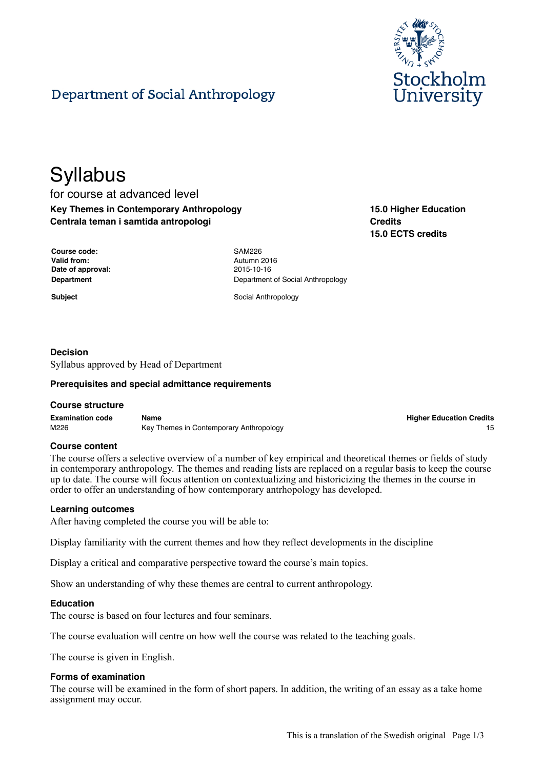Department of Social Anthropology

Stockholm University

# Syllabus

for course at advanced level

**Key Themes in Contemporary Anthropology**
**Centrala teman i samtida antropologi**

**15.0 Higher Education Credits**
**15.0 ECTS credits**

| | |
|---|---|
| **Course code:** | SAM226 |
| **Valid from:** | Autumn 2016 |
| **Date of approval:** | 2015-10-16 |
| **Department** | Department of Social Anthropology |
| **Subject** | Social Anthropology |

### Decision

Syllabus approved by Head of Department

### Prerequisites and special admittance requirements

### Course structure

| Examination code | Name | Higher Education Credits |
|---|---|---|
| M226 | Key Themes in Contemporary Anthropology | 15 |

### Course content

The course offers a selective overview of a number of key empirical and theoretical themes or fields of study in contemporary anthropology. The themes and reading lists are replaced on a regular basis to keep the course up to date. The course will focus attention on contextualizing and historicizing the themes in the course in order to offer an understanding of how contemporary antrhopology has developed.

### Learning outcomes

After having completed the course you will be able to:

Display familiarity with the current themes and how they reflect developments in the discipline

Display a critical and comparative perspective toward the course's main topics.

Show an understanding of why these themes are central to current anthropology.

### Education

The course is based on four lectures and four seminars.

The course evaluation will centre on how well the course was related to the teaching goals.

The course is given in English.

### Forms of examination

The course will be examined in the form of short papers. In addition, the writing of an essay as a take home assignment may occur.

This is a translation of the Swedish original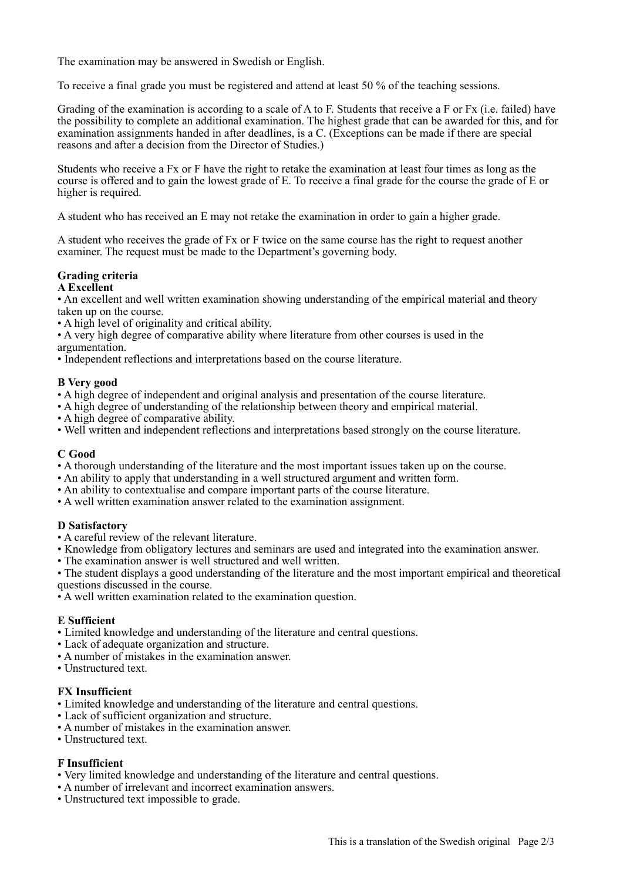The examination may be answered in Swedish or English.

To receive a final grade you must be registered and attend at least 50 % of the teaching sessions.

Grading of the examination is according to a scale of A to F. Students that receive a F or Fx (i.e. failed) have the possibility to complete an additional examination. The highest grade that can be awarded for this, and for examination assignments handed in after deadlines, is a C. (Exceptions can be made if there are special reasons and after a decision from the Director of Studies.)

Students who receive a Fx or F have the right to retake the examination at least four times as long as the course is offered and to gain the lowest grade of E. To receive a final grade for the course the grade of E or higher is required.

A student who has received an E may not retake the examination in order to gain a higher grade.

A student who receives the grade of Fx or F twice on the same course has the right to request another examiner. The request must be made to the Department's governing body.

**Grading criteria**

**A Excellent**

- An excellent and well written examination showing understanding of the empirical material and theory taken up on the course.
- A high level of originality and critical ability.
- A very high degree of comparative ability where literature from other courses is used in the argumentation.
- Independent reflections and interpretations based on the course literature.

**B Very good**

- A high degree of independent and original analysis and presentation of the course literature.
- A high degree of understanding of the relationship between theory and empirical material.
- A high degree of comparative ability.
- Well written and independent reflections and interpretations based strongly on the course literature.

**C Good**

- A thorough understanding of the literature and the most important issues taken up on the course.
- An ability to apply that understanding in a well structured argument and written form.
- An ability to contextualise and compare important parts of the course literature.
- A well written examination answer related to the examination assignment.

**D Satisfactory**

- A careful review of the relevant literature.
- Knowledge from obligatory lectures and seminars are used and integrated into the examination answer.
- The examination answer is well structured and well written.
- The student displays a good understanding of the literature and the most important empirical and theoretical questions discussed in the course.
- A well written examination related to the examination question.

**E Sufficient**

- Limited knowledge and understanding of the literature and central questions.
- Lack of adequate organization and structure.
- A number of mistakes in the examination answer.
- Unstructured text.

**FX Insufficient**

- Limited knowledge and understanding of the literature and central questions.
- Lack of sufficient organization and structure.
- A number of mistakes in the examination answer.
- Unstructured text.

**F Insufficient**

- Very limited knowledge and understanding of the literature and central questions.
- A number of irrelevant and incorrect examination answers.
- Unstructured text impossible to grade.

This is a translation of the Swedish original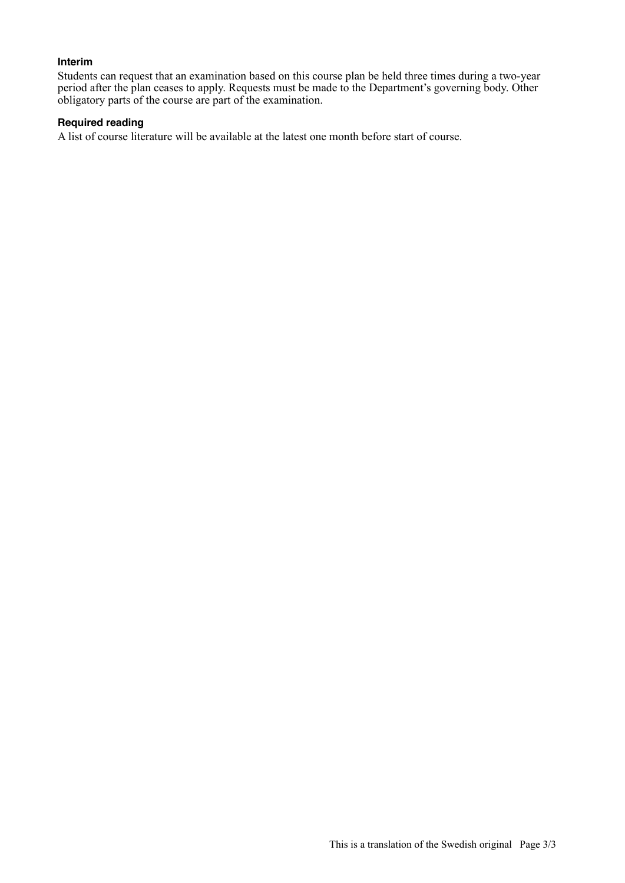### Interim

Students can request that an examination based on this course plan be held three times during a two-year period after the plan ceases to apply. Requests must be made to the Department's governing body. Other obligatory parts of the course are part of the examination.

### Required reading

A list of course literature will be available at the latest one month before start of course.